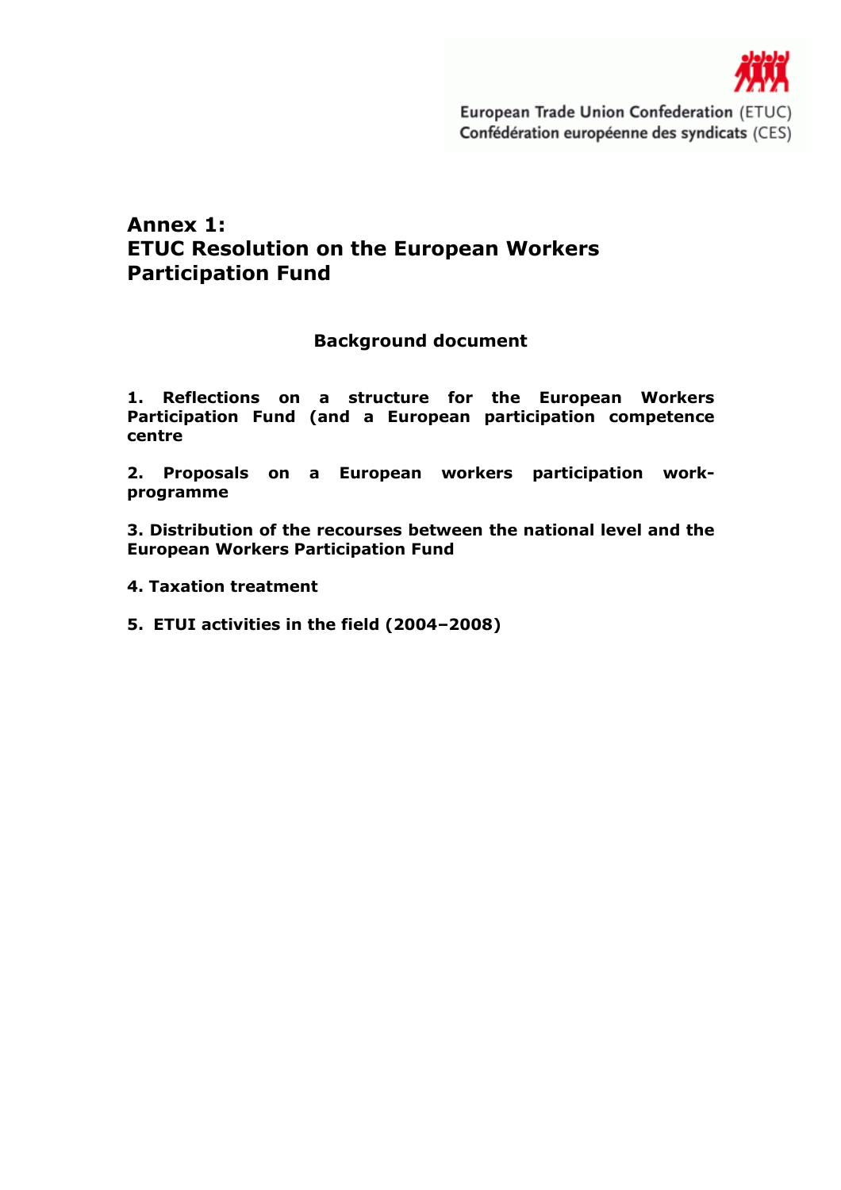European Trade Union Confederation (ETUC)
Confédération européenne des syndicats (CES)

# Annex 1: ETUC Resolution on the European Workers Participation Fund

## Background document

**1. Reflections on a structure for the European Workers Participation Fund (and a European participation competence centre**

**2. Proposals on a European workers participation work-programme**

**3. Distribution of the recourses between the national level and the European Workers Participation Fund**

**4. Taxation treatment**

**5. ETUI activities in the field (2004–2008)**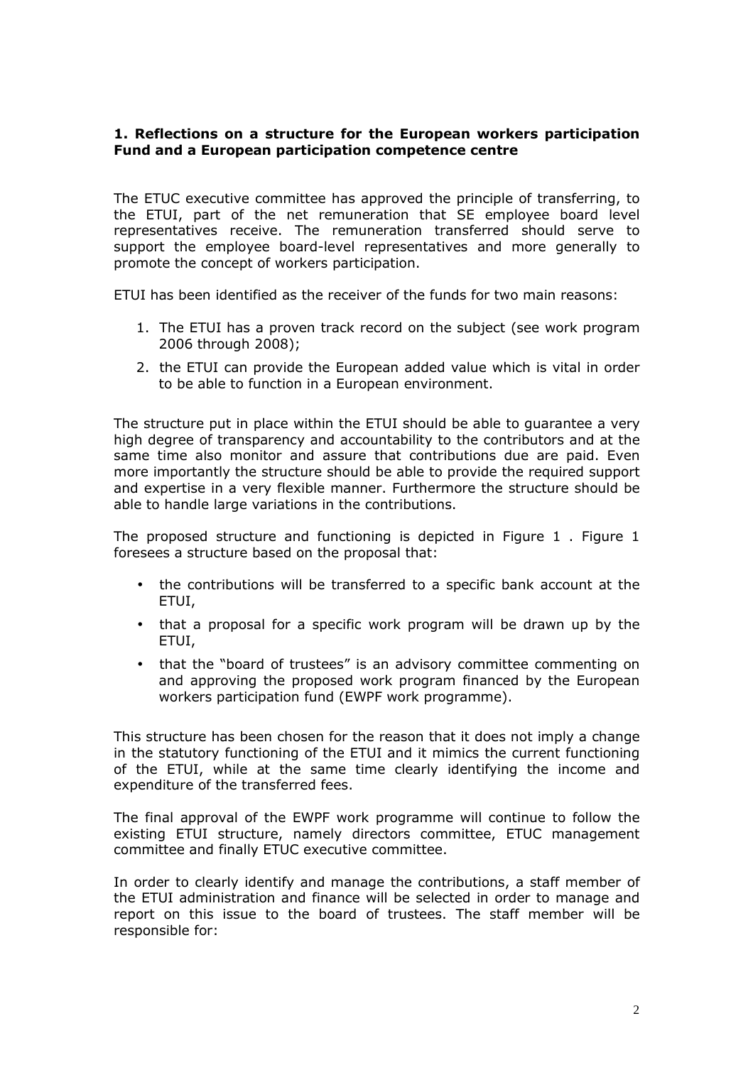## 1. Reflections on a structure for the European workers participation Fund and a European participation competence centre

The ETUC executive committee has approved the principle of transferring, to the ETUI, part of the net remuneration that SE employee board level representatives receive. The remuneration transferred should serve to support the employee board-level representatives and more generally to promote the concept of workers participation.

ETUI has been identified as the receiver of the funds for two main reasons:

1. The ETUI has a proven track record on the subject (see work program 2006 through 2008);
2. the ETUI can provide the European added value which is vital in order to be able to function in a European environment.

The structure put in place within the ETUI should be able to guarantee a very high degree of transparency and accountability to the contributors and at the same time also monitor and assure that contributions due are paid. Even more importantly the structure should be able to provide the required support and expertise in a very flexible manner. Furthermore the structure should be able to handle large variations in the contributions.

The proposed structure and functioning is depicted in Figure 1 . Figure 1 foresees a structure based on the proposal that:

- the contributions will be transferred to a specific bank account at the ETUI,
- that a proposal for a specific work program will be drawn up by the ETUI,
- that the "board of trustees" is an advisory committee commenting on and approving the proposed work program financed by the European workers participation fund (EWPF work programme).

This structure has been chosen for the reason that it does not imply a change in the statutory functioning of the ETUI and it mimics the current functioning of the ETUI, while at the same time clearly identifying the income and expenditure of the transferred fees.

The final approval of the EWPF work programme will continue to follow the existing ETUI structure, namely directors committee, ETUC management committee and finally ETUC executive committee.

In order to clearly identify and manage the contributions, a staff member of the ETUI administration and finance will be selected in order to manage and report on this issue to the board of trustees. The staff member will be responsible for: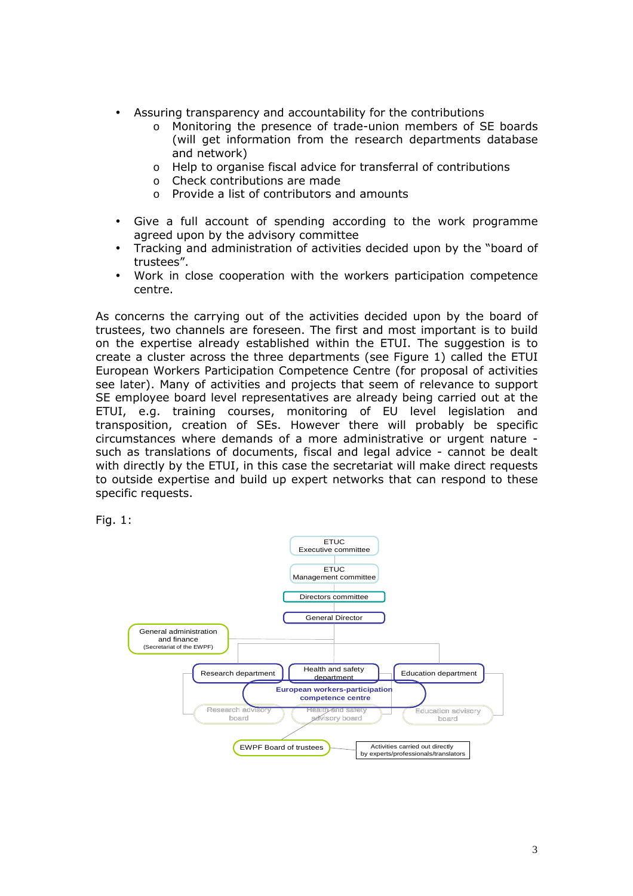- Assuring transparency and accountability for the contributions
  - Monitoring the presence of trade-union members of SE boards (will get information from the research departments database and network)
  - Help to organise fiscal advice for transferral of contributions
  - Check contributions are made
  - Provide a list of contributors and amounts

- Give a full account of spending according to the work programme agreed upon by the advisory committee
- Tracking and administration of activities decided upon by the "board of trustees".
- Work in close cooperation with the workers participation competence centre.

As concerns the carrying out of the activities decided upon by the board of trustees, two channels are foreseen. The first and most important is to build on the expertise already established within the ETUI. The suggestion is to create a cluster across the three departments (see Figure 1) called the ETUI European Workers Participation Competence Centre (for proposal of activities see later). Many of activities and projects that seem of relevance to support SE employee board level representatives are already being carried out at the ETUI, e.g. training courses, monitoring of EU level legislation and transposition, creation of SEs. However there will probably be specific circumstances where demands of a more administrative or urgent nature - such as translations of documents, fiscal and legal advice - cannot be dealt with directly by the ETUI, in this case the secretariat will make direct requests to outside expertise and build up expert networks that can respond to these specific requests.

Fig. 1:

ETUC Executive committee
ETUC Management committee
Directors committee
General Director
General administration and finance (Secretariat of the EWPF)
Research department
Health and safety department
Education department
European workers-participation competence centre
Research advisory board
Health and safety advisory board
Education advisory board
EWPF Board of trustees
Activities carried out directly by experts/professionals/translators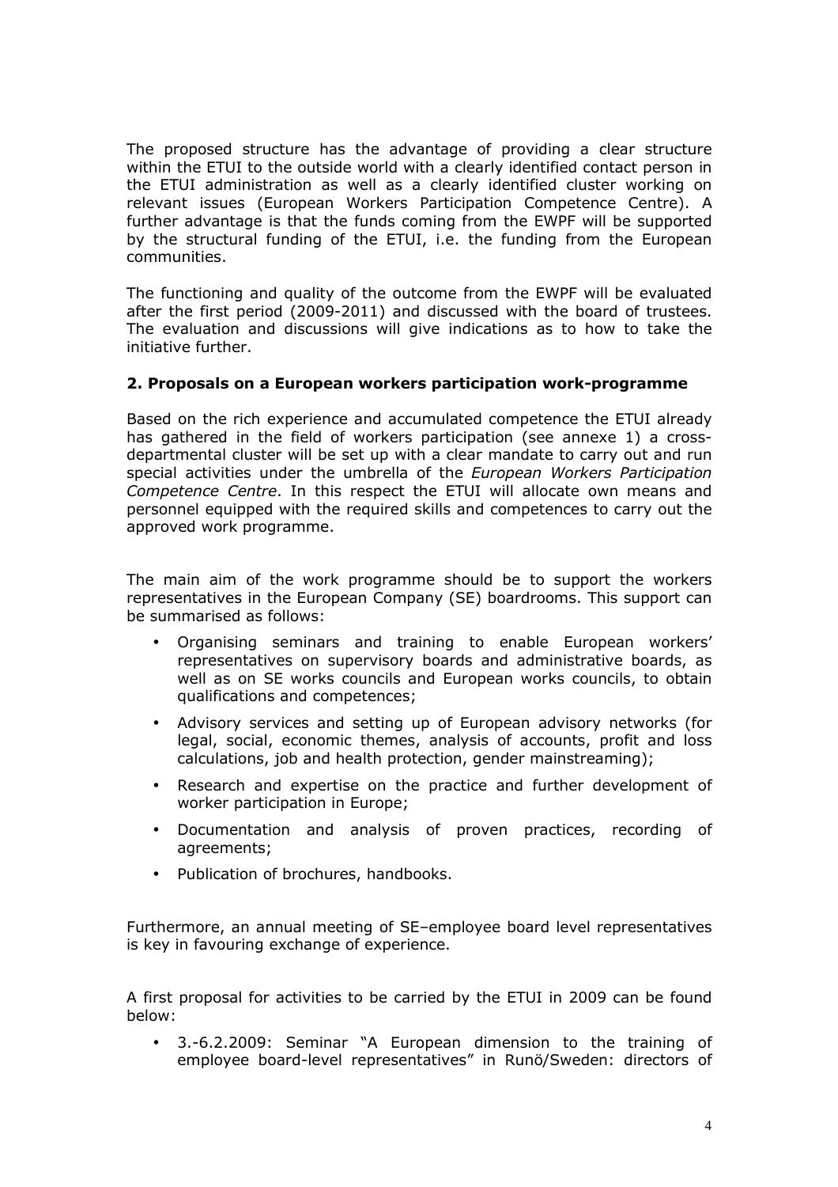The proposed structure has the advantage of providing a clear structure within the ETUI to the outside world with a clearly identified contact person in the ETUI administration as well as a clearly identified cluster working on relevant issues (European Workers Participation Competence Centre). A further advantage is that the funds coming from the EWPF will be supported by the structural funding of the ETUI, i.e. the funding from the European communities.

The functioning and quality of the outcome from the EWPF will be evaluated after the first period (2009-2011) and discussed with the board of trustees. The evaluation and discussions will give indications as to how to take the initiative further.

## 2. Proposals on a European workers participation work-programme

Based on the rich experience and accumulated competence the ETUI already has gathered in the field of workers participation (see annexe 1) a cross-departmental cluster will be set up with a clear mandate to carry out and run special activities under the umbrella of the *European Workers Participation Competence Centre*. In this respect the ETUI will allocate own means and personnel equipped with the required skills and competences to carry out the approved work programme.

The main aim of the work programme should be to support the workers representatives in the European Company (SE) boardrooms. This support can be summarised as follows:

- Organising seminars and training to enable European workers' representatives on supervisory boards and administrative boards, as well as on SE works councils and European works councils, to obtain qualifications and competences;
- Advisory services and setting up of European advisory networks (for legal, social, economic themes, analysis of accounts, profit and loss calculations, job and health protection, gender mainstreaming);
- Research and expertise on the practice and further development of worker participation in Europe;
- Documentation and analysis of proven practices, recording of agreements;
- Publication of brochures, handbooks.

Furthermore, an annual meeting of SE–employee board level representatives is key in favouring exchange of experience.

A first proposal for activities to be carried by the ETUI in 2009 can be found below:

- 3.-6.2.2009: Seminar "A European dimension to the training of employee board-level representatives" in Runö/Sweden: directors of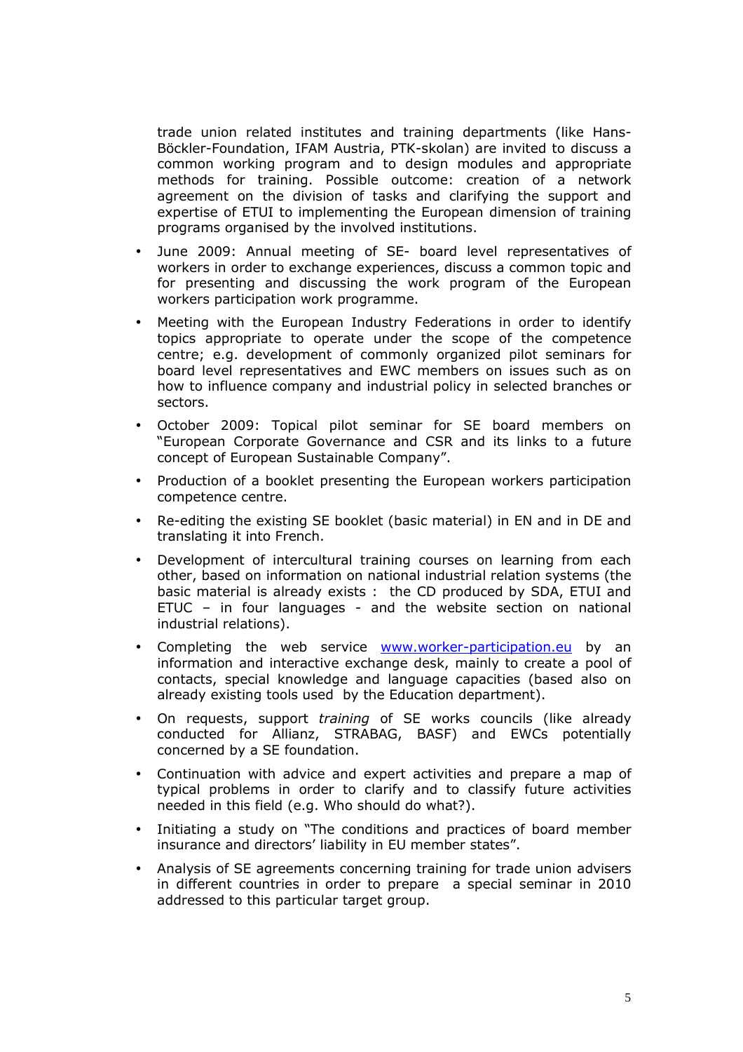trade union related institutes and training departments (like Hans-Böckler-Foundation, IFAM Austria, PTK-skolan) are invited to discuss a common working program and to design modules and appropriate methods for training. Possible outcome: creation of a network agreement on the division of tasks and clarifying the support and expertise of ETUI to implementing the European dimension of training programs organised by the involved institutions.

- June 2009: Annual meeting of SE- board level representatives of workers in order to exchange experiences, discuss a common topic and for presenting and discussing the work program of the European workers participation work programme.
- Meeting with the European Industry Federations in order to identify topics appropriate to operate under the scope of the competence centre; e.g. development of commonly organized pilot seminars for board level representatives and EWC members on issues such as on how to influence company and industrial policy in selected branches or sectors.
- October 2009: Topical pilot seminar for SE board members on "European Corporate Governance and CSR and its links to a future concept of European Sustainable Company".
- Production of a booklet presenting the European workers participation competence centre.
- Re-editing the existing SE booklet (basic material) in EN and in DE and translating it into French.
- Development of intercultural training courses on learning from each other, based on information on national industrial relation systems (the basic material is already exists : the CD produced by SDA, ETUI and ETUC – in four languages - and the website section on national industrial relations).
- Completing the web service [www.worker-participation.eu](www.worker-participation.eu) by an information and interactive exchange desk, mainly to create a pool of contacts, special knowledge and language capacities (based also on already existing tools used by the Education department).
- On requests, support *training* of SE works councils (like already conducted for Allianz, STRABAG, BASF) and EWCs potentially concerned by a SE foundation.
- Continuation with advice and expert activities and prepare a map of typical problems in order to clarify and to classify future activities needed in this field (e.g. Who should do what?).
- Initiating a study on "The conditions and practices of board member insurance and directors' liability in EU member states".
- Analysis of SE agreements concerning training for trade union advisers in different countries in order to prepare a special seminar in 2010 addressed to this particular target group.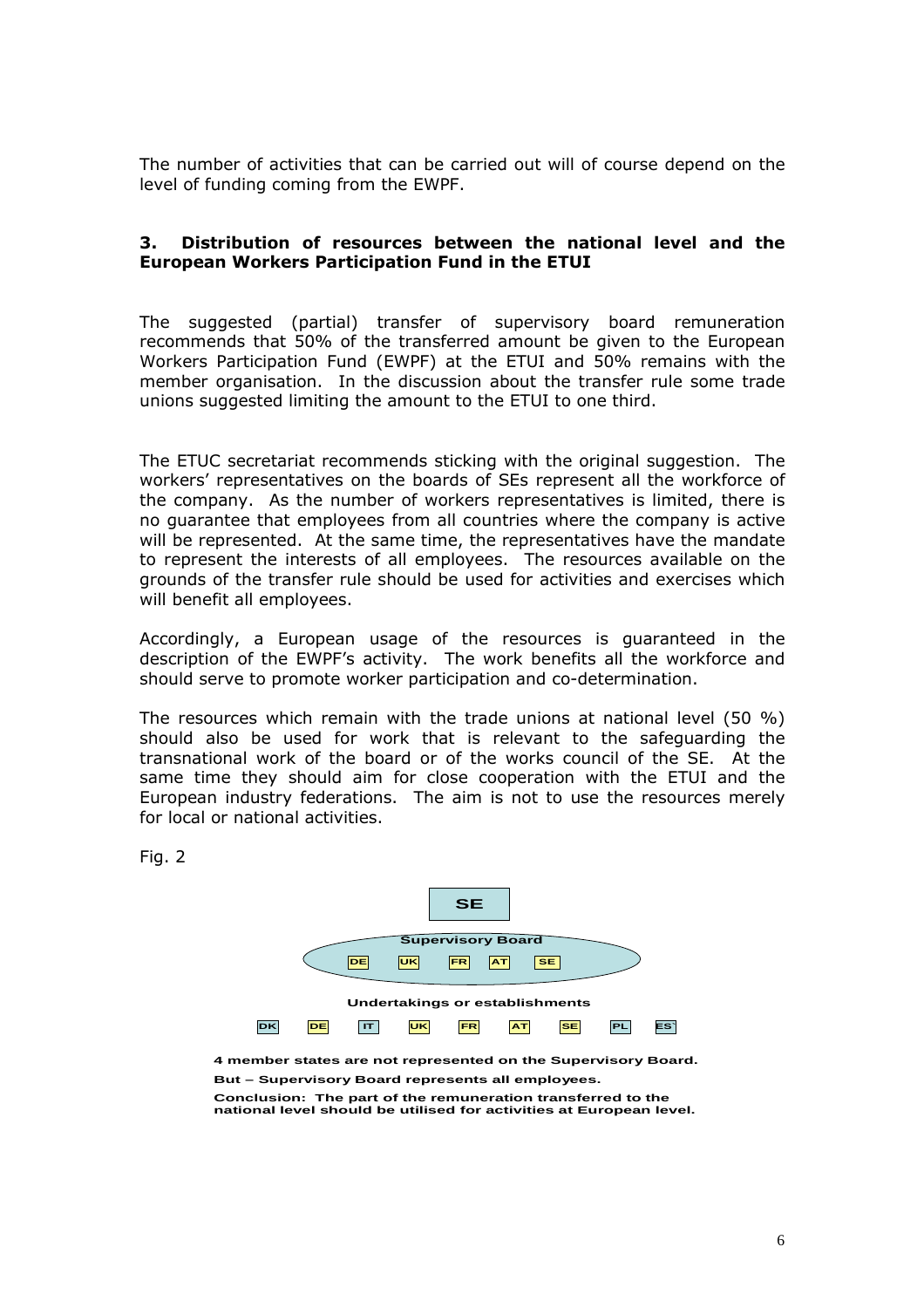The number of activities that can be carried out will of course depend on the level of funding coming from the EWPF.

## 3. Distribution of resources between the national level and the European Workers Participation Fund in the ETUI

The suggested (partial) transfer of supervisory board remuneration recommends that 50% of the transferred amount be given to the European Workers Participation Fund (EWPF) at the ETUI and 50% remains with the member organisation. In the discussion about the transfer rule some trade unions suggested limiting the amount to the ETUI to one third.

The ETUC secretariat recommends sticking with the original suggestion. The workers' representatives on the boards of SEs represent all the workforce of the company. As the number of workers representatives is limited, there is no guarantee that employees from all countries where the company is active will be represented. At the same time, the representatives have the mandate to represent the interests of all employees. The resources available on the grounds of the transfer rule should be used for activities and exercises which will benefit all employees.

Accordingly, a European usage of the resources is guaranteed in the description of the EWPF's activity. The work benefits all the workforce and should serve to promote worker participation and co-determination.

The resources which remain with the trade unions at national level (50 %) should also be used for work that is relevant to the safeguarding the transnational work of the board or of the works council of the SE. At the same time they should aim for close cooperation with the ETUI and the European industry federations. The aim is not to use the resources merely for local or national activities.

Fig. 2

SE

Supervisory Board

DE UK FR AT SE

Undertakings or establishments

DK DE IT UK FR AT SE PL ES

**4 member states are not represented on the Supervisory Board.**

**But – Supervisory Board represents all employees.**

**Conclusion: The part of the remuneration transferred to the national level should be utilised for activities at European level.**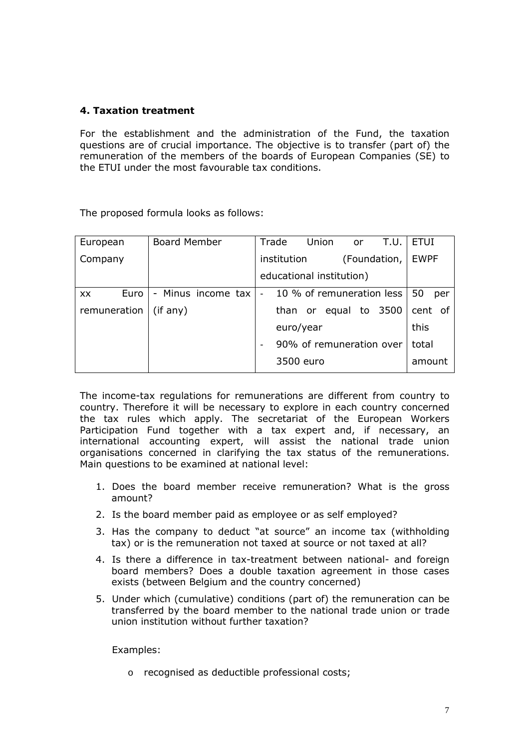### 4. Taxation treatment

For the establishment and the administration of the Fund, the taxation questions are of crucial importance. The objective is to transfer (part of) the remuneration of the members of the boards of European Companies (SE) to the ETUI under the most favourable tax conditions.

The proposed formula looks as follows:

| European Company | Board Member | Trade Union or T.U. institution (Foundation, educational institution) | ETUI EWPF |
|---|---|---|---|
| xx Euro remuneration | - Minus income tax (if any) | - 10 % of remuneration less than or equal to 3500 euro/year<br>- 90% of remuneration over 3500 euro | 50 per cent of this total amount |

The income-tax regulations for remunerations are different from country to country. Therefore it will be necessary to explore in each country concerned the tax rules which apply. The secretariat of the European Workers Participation Fund together with a tax expert and, if necessary, an international accounting expert, will assist the national trade union organisations concerned in clarifying the tax status of the remunerations. Main questions to be examined at national level:

1. Does the board member receive remuneration? What is the gross amount?
2. Is the board member paid as employee or as self employed?
3. Has the company to deduct "at source" an income tax (withholding tax) or is the remuneration not taxed at source or not taxed at all?
4. Is there a difference in tax-treatment between national- and foreign board members? Does a double taxation agreement in those cases exists (between Belgium and the country concerned)
5. Under which (cumulative) conditions (part of) the remuneration can be transferred by the board member to the national trade union or trade union institution without further taxation?

   Examples:

   - recognised as deductible professional costs;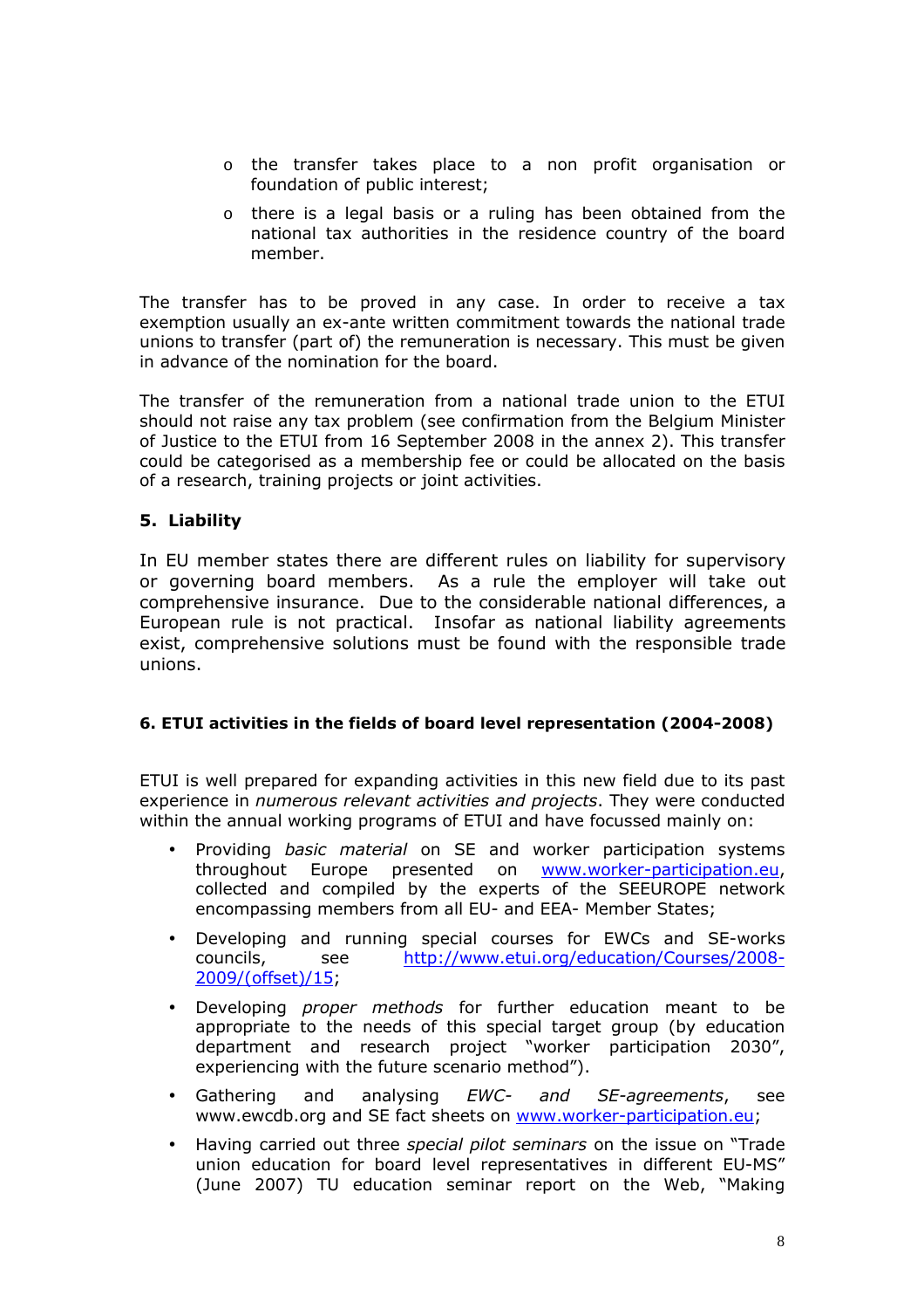- the transfer takes place to a non profit organisation or foundation of public interest;
- there is a legal basis or a ruling has been obtained from the national tax authorities in the residence country of the board member.

The transfer has to be proved in any case. In order to receive a tax exemption usually an ex-ante written commitment towards the national trade unions to transfer (part of) the remuneration is necessary. This must be given in advance of the nomination for the board.

The transfer of the remuneration from a national trade union to the ETUI should not raise any tax problem (see confirmation from the Belgium Minister of Justice to the ETUI from 16 September 2008 in the annex 2). This transfer could be categorised as a membership fee or could be allocated on the basis of a research, training projects or joint activities.

## 5. Liability

In EU member states there are different rules on liability for supervisory or governing board members. As a rule the employer will take out comprehensive insurance. Due to the considerable national differences, a European rule is not practical. Insofar as national liability agreements exist, comprehensive solutions must be found with the responsible trade unions.

## 6. ETUI activities in the fields of board level representation (2004-2008)

ETUI is well prepared for expanding activities in this new field due to its past experience in *numerous relevant activities and projects*. They were conducted within the annual working programs of ETUI and have focussed mainly on:

- Providing *basic material* on SE and worker participation systems throughout Europe presented on www.worker-participation.eu, collected and compiled by the experts of the SEEUROPE network encompassing members from all EU- and EEA- Member States;
- Developing and running special courses for EWCs and SE-works councils, see http://www.etui.org/education/Courses/2008-2009/(offset)/15;
- Developing *proper methods* for further education meant to be appropriate to the needs of this special target group (by education department and research project "worker participation 2030", experiencing with the future scenario method").
- Gathering and analysing *EWC- and SE-agreements*, see www.ewcdb.org and SE fact sheets on www.worker-participation.eu;
- Having carried out three *special pilot seminars* on the issue on "Trade union education for board level representatives in different EU-MS" (June 2007) TU education seminar report on the Web, "Making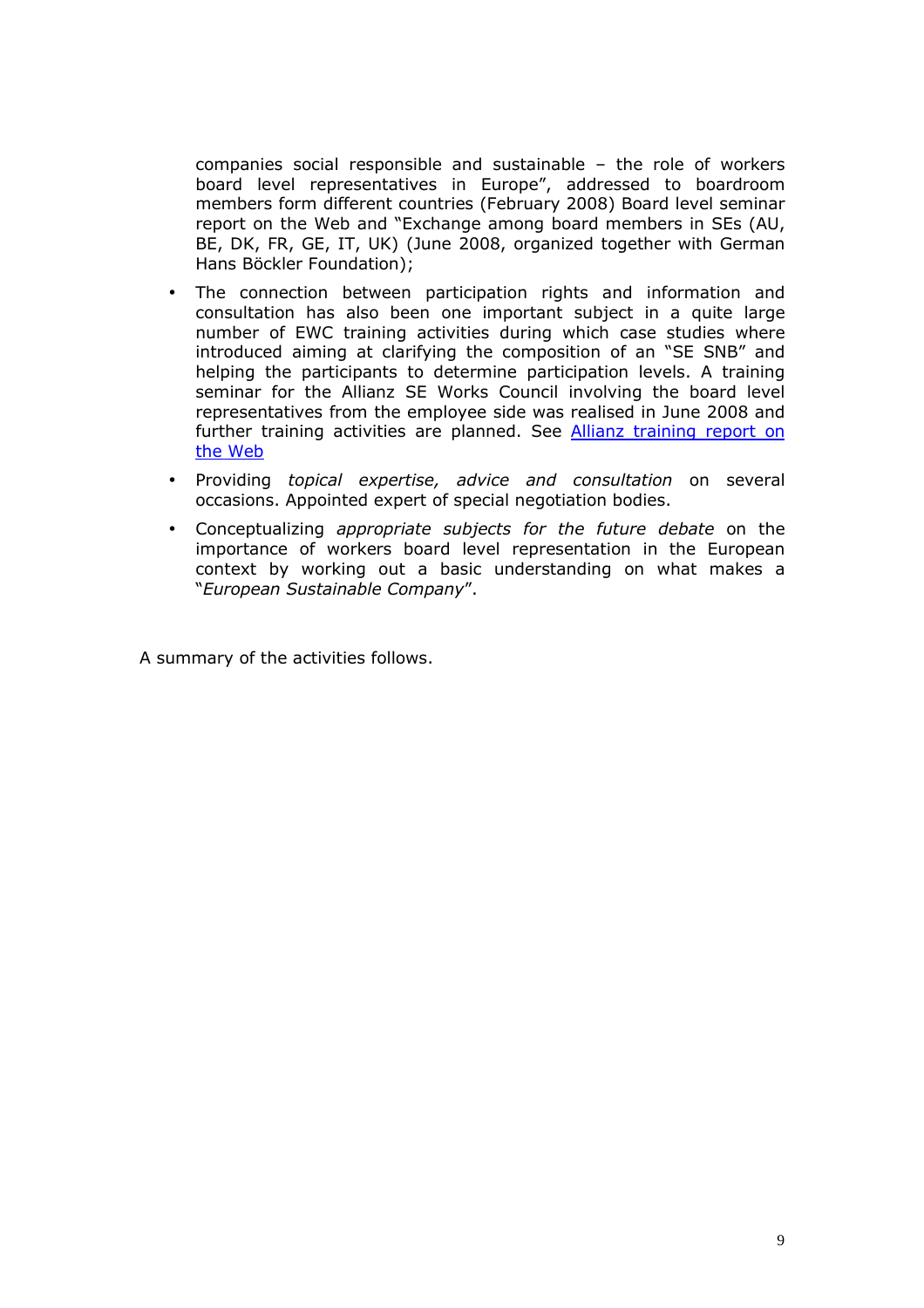companies social responsible and sustainable – the role of workers board level representatives in Europe", addressed to boardroom members form different countries (February 2008) Board level seminar report on the Web and "Exchange among board members in SEs (AU, BE, DK, FR, GE, IT, UK) (June 2008, organized together with German Hans Böckler Foundation);

- The connection between participation rights and information and consultation has also been one important subject in a quite large number of EWC training activities during which case studies where introduced aiming at clarifying the composition of an "SE SNB" and helping the participants to determine participation levels. A training seminar for the Allianz SE Works Council involving the board level representatives from the employee side was realised in June 2008 and further training activities are planned. See Allianz training report on the Web
- Providing *topical expertise, advice and consultation* on several occasions. Appointed expert of special negotiation bodies.
- Conceptualizing *appropriate subjects for the future debate* on the importance of workers board level representation in the European context by working out a basic understanding on what makes a "*European Sustainable Company*".

A summary of the activities follows.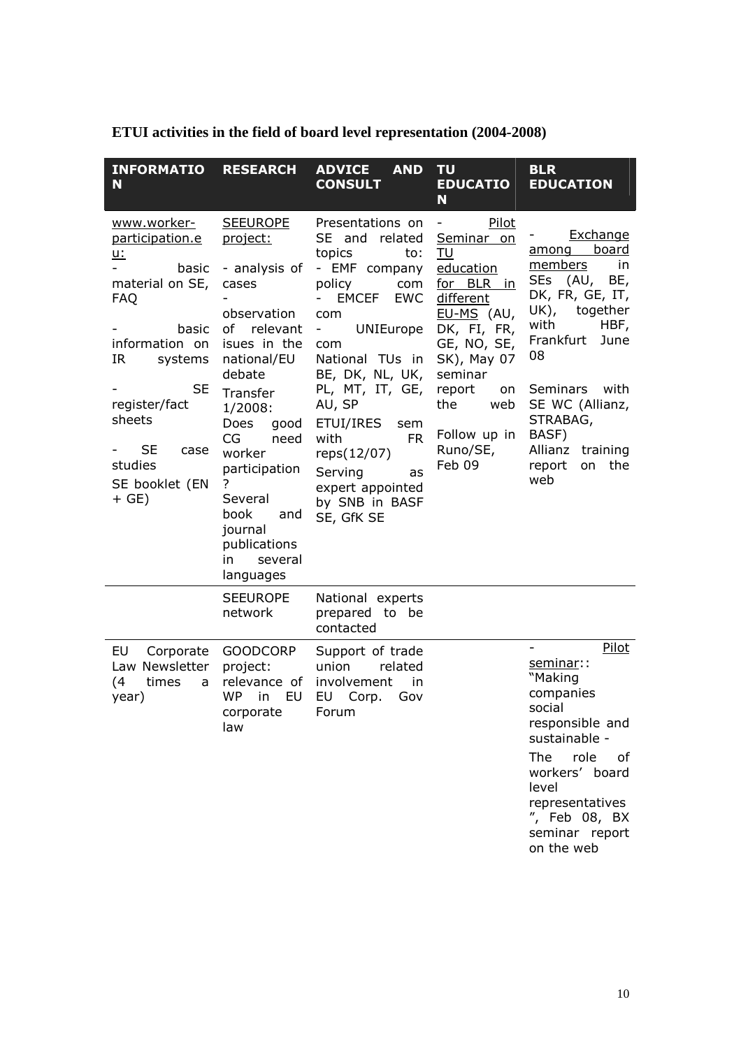**ETUI activities in the field of board level representation (2004-2008)**

| INFORMATION | RESEARCH | ADVICE AND CONSULT | TU EDUCATION | BLR EDUCATION |
|---|---|---|---|---|
| www.worker-participation.eu:<br>- basic material on SE, FAQ<br>- basic information on IR systems<br>- SE register/fact sheets<br>- SE case studies<br>SE booklet (EN + GE) | SEEUROPE project:<br>- analysis of cases<br>- observation of relevant isues in the national/EU debate<br>Transfer 1/2008: Does good CG need worker participation ?<br>Several book and journal publications in several languages | Presentations on SE and related topics to:<br>- EMF company policy com<br>- EMCEF EWC com<br>- UNIEurope com<br>National TUs in BE, DK, NL, UK, PL, MT, IT, GE, AU, SP<br>ETUI/IRES sem with FR reps(12/07)<br>Serving as expert appointed by SNB in BASF SE, GfK SE | - Pilot Seminar on TU education for BLR in different EU-MS (AU, DK, FI, FR, GE, NO, SE, SK), May 07 seminar report on the web<br>Follow up in Runo/SE, Feb 09 | - Exchange among board members in SEs (AU, BE, DK, FR, GE, IT, UK), together with HBF, Frankfurt June 08<br>Seminars with SE WC (Allianz, STRABAG, BASF)<br>Allianz training report on the web |
| | SEEUROPE network | National experts prepared to be contacted | | |
| EU Corporate Law Newsletter (4 times a year) | GOODCORP project: relevance of WP in EU corporate law | Support of trade union related involvement in EU Corp. Gov Forum | | - Pilot seminar:: "Making companies social responsible and sustainable -<br>The role of workers' board level representatives", Feb 08, BX seminar report on the web |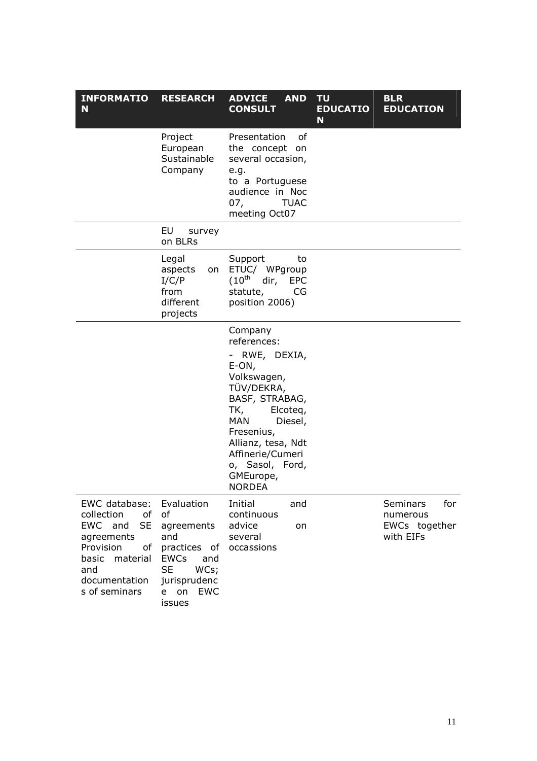| INFORMATION | RESEARCH | ADVICE AND CONSULT | TU EDUCATION | BLR EDUCATION |
|---|---|---|---|---|
| | Project European Sustainable Company | Presentation of the concept on several occasion, e.g. to a Portuguese audience in Noc 07, TUAC meeting Oct07 | | |
| | EU survey on BLRs | | | |
| | Legal aspects on I/C/P from different projects | Support to ETUC/ WPgroup (10th dir, EPC statute, CG position 2006) | | |
| | | Company references: - RWE, DEXIA, E-ON, Volkswagen, TÜV/DEKRA, BASF, STRABAG, TK, Elcoteq, MAN Diesel, Fresenius, Allianz, tesa, Ndt Affinerie/Cumerio, Sasol, Ford, GMEurope, NORDEA | | |
| EWC database: collection of EWC and SE agreements Provision of basic material and documentations of seminars | Evaluation of agreements and practices of EWCs and SE WCs; jurisprudence on EWC issues | Initial and continuous advice on several occassions | | Seminars for numerous EWCs together with EIFs |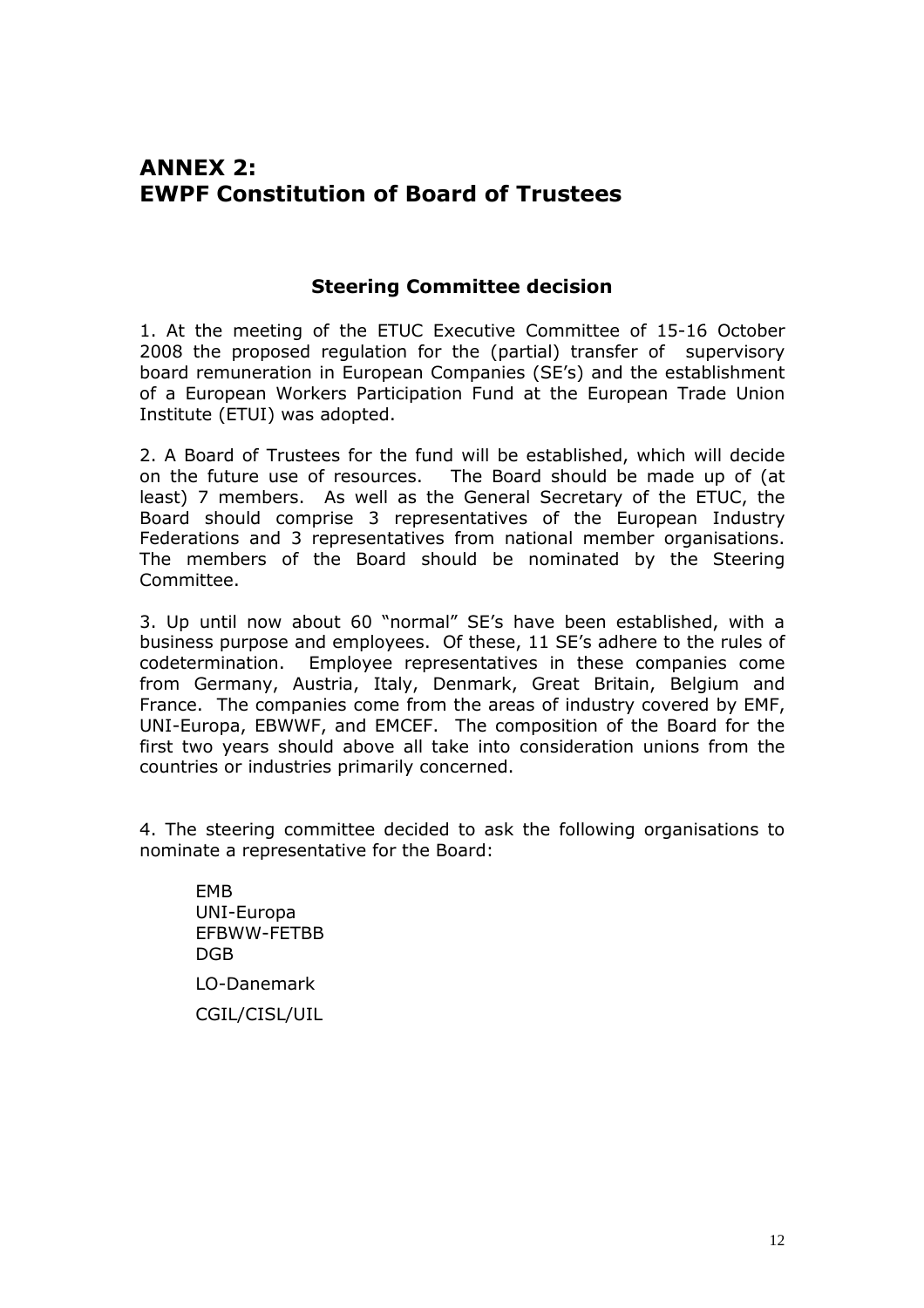# ANNEX 2:
# EWPF Constitution of Board of Trustees

### Steering Committee decision

1. At the meeting of the ETUC Executive Committee of 15-16 October 2008 the proposed regulation for the (partial) transfer of supervisory board remuneration in European Companies (SE's) and the establishment of a European Workers Participation Fund at the European Trade Union Institute (ETUI) was adopted.

2. A Board of Trustees for the fund will be established, which will decide on the future use of resources. The Board should be made up of (at least) 7 members. As well as the General Secretary of the ETUC, the Board should comprise 3 representatives of the European Industry Federations and 3 representatives from national member organisations. The members of the Board should be nominated by the Steering Committee.

3. Up until now about 60 "normal" SE's have been established, with a business purpose and employees. Of these, 11 SE's adhere to the rules of codetermination. Employee representatives in these companies come from Germany, Austria, Italy, Denmark, Great Britain, Belgium and France. The companies come from the areas of industry covered by EMF, UNI-Europa, EBWWF, and EMCEF. The composition of the Board for the first two years should above all take into consideration unions from the countries or industries primarily concerned.

4. The steering committee decided to ask the following organisations to nominate a representative for the Board:

EMB
UNI-Europa
EFBWW-FETBB
DGB
LO-Danemark
CGIL/CISL/UIL